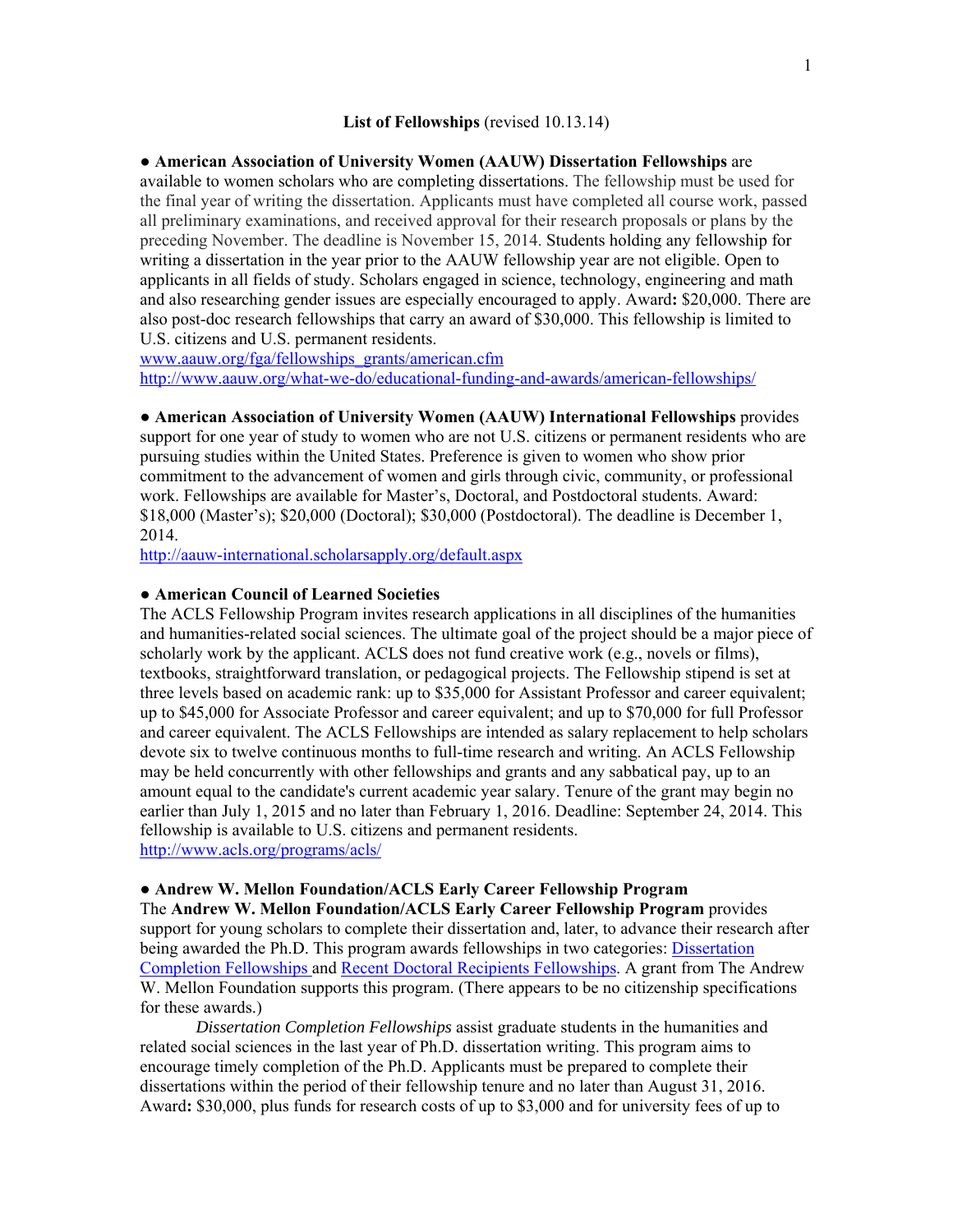**List of Fellowships** (revised 10.13.14)

● **American Association of University Women (AAUW) Dissertation Fellowships** are available to women scholars who are completing dissertations. The fellowship must be used for the final year of writing the dissertation. Applicants must have completed all course work, passed all preliminary examinations, and received approval for their research proposals or plans by the preceding November. The deadline is November 15, 2014. Students holding any fellowship for writing a dissertation in the year prior to the AAUW fellowship year are not eligible. Open to applicants in all fields of study. Scholars engaged in science, technology, engineering and math and also researching gender issues are especially encouraged to apply. Award**:** $20,000. There are also post-doc research fellowships that carry an award of $30,000. This fellowship is limited to U.S. citizens and U.S. permanent residents.
www.aauw.org/fga/fellowships_grants/american.cfm
http://www.aauw.org/what-we-do/educational-funding-and-awards/american-fellowships/

● **American Association of University Women (AAUW) International Fellowships** provides support for one year of study to women who are not U.S. citizens or permanent residents who are pursuing studies within the United States. Preference is given to women who show prior commitment to the advancement of women and girls through civic, community, or professional work. Fellowships are available for Master's, Doctoral, and Postdoctoral students. Award: $18,000 (Master's); $20,000 (Doctoral); $30,000 (Postdoctoral). The deadline is December 1, 2014.
http://aauw-international.scholarsapply.org/default.aspx

● **American Council of Learned Societies**
The ACLS Fellowship Program invites research applications in all disciplines of the humanities and humanities-related social sciences. The ultimate goal of the project should be a major piece of scholarly work by the applicant. ACLS does not fund creative work (e.g., novels or films), textbooks, straightforward translation, or pedagogical projects. The Fellowship stipend is set at three levels based on academic rank: up to $35,000 for Assistant Professor and career equivalent; up to $45,000 for Associate Professor and career equivalent; and up to $70,000 for full Professor and career equivalent. The ACLS Fellowships are intended as salary replacement to help scholars devote six to twelve continuous months to full-time research and writing. An ACLS Fellowship may be held concurrently with other fellowships and grants and any sabbatical pay, up to an amount equal to the candidate's current academic year salary. Tenure of the grant may begin no earlier than July 1, 2015 and no later than February 1, 2016. Deadline: September 24, 2014. This fellowship is available to U.S. citizens and permanent residents.
http://www.acls.org/programs/acls/

● **Andrew W. Mellon Foundation/ACLS Early Career Fellowship Program**
The **Andrew W. Mellon Foundation/ACLS Early Career Fellowship Program** provides support for young scholars to complete their dissertation and, later, to advance their research after being awarded the Ph.D. This program awards fellowships in two categories: Dissertation Completion Fellowships and Recent Doctoral Recipients Fellowships. A grant from The Andrew W. Mellon Foundation supports this program. (There appears to be no citizenship specifications for these awards.)

*Dissertation Completion Fellowships* assist graduate students in the humanities and related social sciences in the last year of Ph.D. dissertation writing. This program aims to encourage timely completion of the Ph.D. Applicants must be prepared to complete their dissertations within the period of their fellowship tenure and no later than August 31, 2016. Award**:** $30,000, plus funds for research costs of up to $3,000 and for university fees of up to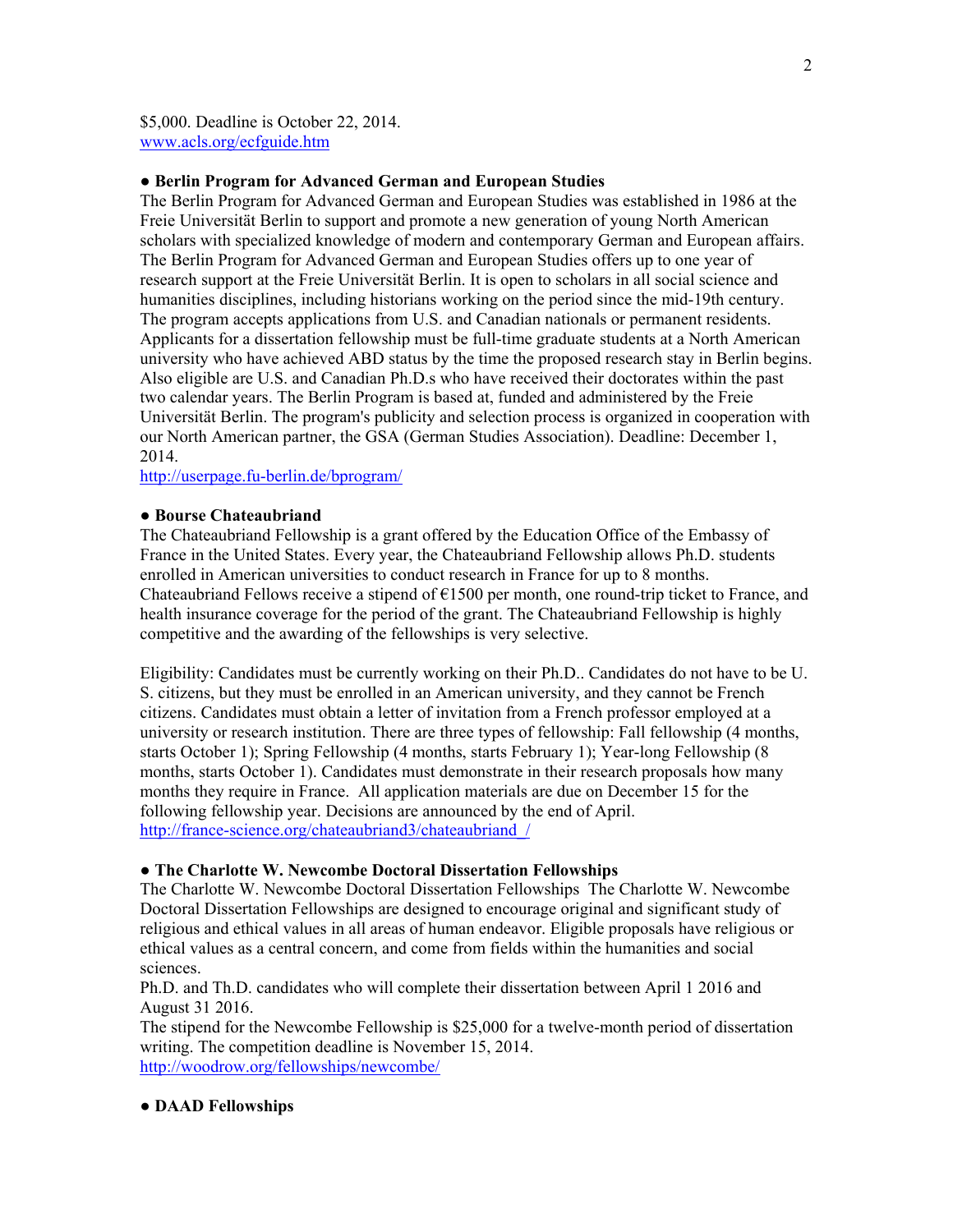$5,000. Deadline is October 22, 2014.
www.acls.org/ecfguide.htm

**● Berlin Program for Advanced German and European Studies**

The Berlin Program for Advanced German and European Studies was established in 1986 at the Freie Universität Berlin to support and promote a new generation of young North American scholars with specialized knowledge of modern and contemporary German and European affairs. The Berlin Program for Advanced German and European Studies offers up to one year of research support at the Freie Universität Berlin. It is open to scholars in all social science and humanities disciplines, including historians working on the period since the mid-19th century. The program accepts applications from U.S. and Canadian nationals or permanent residents. Applicants for a dissertation fellowship must be full-time graduate students at a North American university who have achieved ABD status by the time the proposed research stay in Berlin begins. Also eligible are U.S. and Canadian Ph.D.s who have received their doctorates within the past two calendar years. The Berlin Program is based at, funded and administered by the Freie Universität Berlin. The program's publicity and selection process is organized in cooperation with our North American partner, the GSA (German Studies Association). Deadline: December 1, 2014.
http://userpage.fu-berlin.de/bprogram/

**● Bourse Chateaubriand**

The Chateaubriand Fellowship is a grant offered by the Education Office of the Embassy of France in the United States. Every year, the Chateaubriand Fellowship allows Ph.D. students enrolled in American universities to conduct research in France for up to 8 months. Chateaubriand Fellows receive a stipend of €1500 per month, one round-trip ticket to France, and health insurance coverage for the period of the grant. The Chateaubriand Fellowship is highly competitive and the awarding of the fellowships is very selective.

Eligibility: Candidates must be currently working on their Ph.D.. Candidates do not have to be U. S. citizens, but they must be enrolled in an American university, and they cannot be French citizens. Candidates must obtain a letter of invitation from a French professor employed at a university or research institution. There are three types of fellowship: Fall fellowship (4 months, starts October 1); Spring Fellowship (4 months, starts February 1); Year-long Fellowship (8 months, starts October 1). Candidates must demonstrate in their research proposals how many months they require in France. All application materials are due on December 15 for the following fellowship year. Decisions are announced by the end of April.
http://france-science.org/chateaubriand3/chateaubriand_/

**● The Charlotte W. Newcombe Doctoral Dissertation Fellowships**

The Charlotte W. Newcombe Doctoral Dissertation Fellowships The Charlotte W. Newcombe Doctoral Dissertation Fellowships are designed to encourage original and significant study of religious and ethical values in all areas of human endeavor. Eligible proposals have religious or ethical values as a central concern, and come from fields within the humanities and social sciences.
Ph.D. and Th.D. candidates who will complete their dissertation between April 1 2016 and August 31 2016.
The stipend for the Newcombe Fellowship is $25,000 for a twelve-month period of dissertation writing. The competition deadline is November 15, 2014.
http://woodrow.org/fellowships/newcombe/

**● DAAD Fellowships**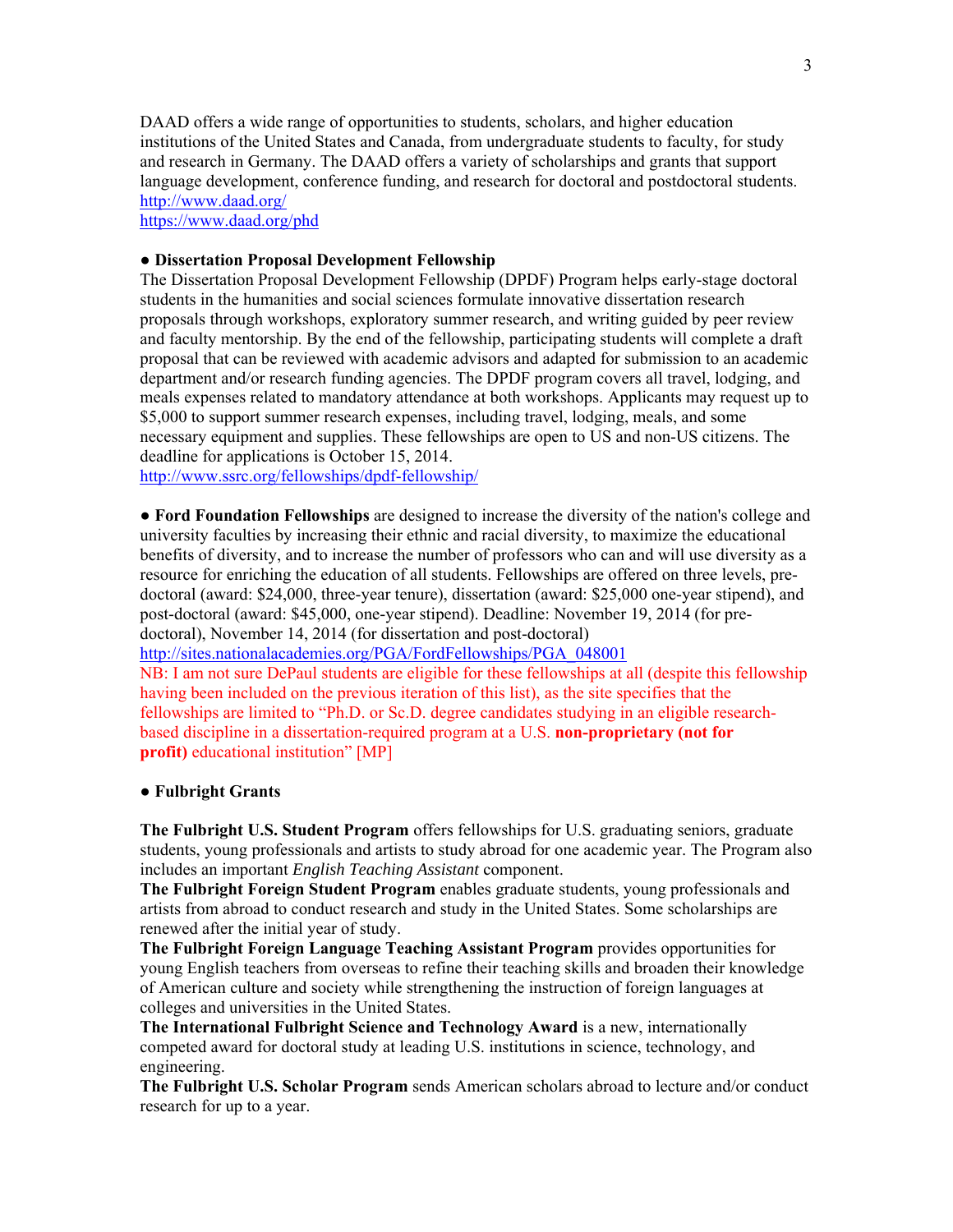DAAD offers a wide range of opportunities to students, scholars, and higher education institutions of the United States and Canada, from undergraduate students to faculty, for study and research in Germany. The DAAD offers a variety of scholarships and grants that support language development, conference funding, and research for doctoral and postdoctoral students.
http://www.daad.org/
https://www.daad.org/phd

● **Dissertation Proposal Development Fellowship**
The Dissertation Proposal Development Fellowship (DPDF) Program helps early-stage doctoral students in the humanities and social sciences formulate innovative dissertation research proposals through workshops, exploratory summer research, and writing guided by peer review and faculty mentorship. By the end of the fellowship, participating students will complete a draft proposal that can be reviewed with academic advisors and adapted for submission to an academic department and/or research funding agencies. The DPDF program covers all travel, lodging, and meals expenses related to mandatory attendance at both workshops. Applicants may request up to $5,000 to support summer research expenses, including travel, lodging, meals, and some necessary equipment and supplies. These fellowships are open to US and non-US citizens. The deadline for applications is October 15, 2014.
http://www.ssrc.org/fellowships/dpdf-fellowship/

● **Ford Foundation Fellowships** are designed to increase the diversity of the nation's college and university faculties by increasing their ethnic and racial diversity, to maximize the educational benefits of diversity, and to increase the number of professors who can and will use diversity as a resource for enriching the education of all students. Fellowships are offered on three levels, pre-doctoral (award: $24,000, three-year tenure), dissertation (award: $25,000 one-year stipend), and post-doctoral (award: $45,000, one-year stipend). Deadline: November 19, 2014 (for pre-doctoral), November 14, 2014 (for dissertation and post-doctoral)
http://sites.nationalacademies.org/PGA/FordFellowships/PGA_048001
NB: I am not sure DePaul students are eligible for these fellowships at all (despite this fellowship having been included on the previous iteration of this list), as the site specifies that the fellowships are limited to "Ph.D. or Sc.D. degree candidates studying in an eligible research-based discipline in a dissertation-required program at a U.S. **non-proprietary (not for profit)** educational institution" [MP]

● **Fulbright Grants**

**The Fulbright U.S. Student Program** offers fellowships for U.S. graduating seniors, graduate students, young professionals and artists to study abroad for one academic year. The Program also includes an important *English Teaching Assistant* component.
**The Fulbright Foreign Student Program** enables graduate students, young professionals and artists from abroad to conduct research and study in the United States. Some scholarships are renewed after the initial year of study.
**The Fulbright Foreign Language Teaching Assistant Program** provides opportunities for young English teachers from overseas to refine their teaching skills and broaden their knowledge of American culture and society while strengthening the instruction of foreign languages at colleges and universities in the United States.
**The International Fulbright Science and Technology Award** is a new, internationally competed award for doctoral study at leading U.S. institutions in science, technology, and engineering.
**The Fulbright U.S. Scholar Program** sends American scholars abroad to lecture and/or conduct research for up to a year.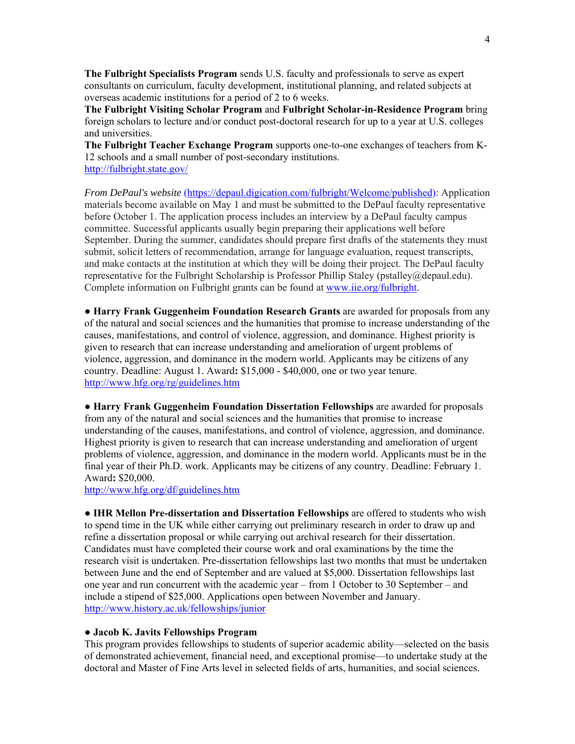**The Fulbright Specialists Program** sends U.S. faculty and professionals to serve as expert consultants on curriculum, faculty development, institutional planning, and related subjects at overseas academic institutions for a period of 2 to 6 weeks.
**The Fulbright Visiting Scholar Program** and **Fulbright Scholar-in-Residence Program** bring foreign scholars to lecture and/or conduct post-doctoral research for up to a year at U.S. colleges and universities.
**The Fulbright Teacher Exchange Program** supports one-to-one exchanges of teachers from K-12 schools and a small number of post-secondary institutions.
http://fulbright.state.gov/

*From DePaul's website* (https://depaul.digication.com/fulbright/Welcome/published): Application materials become available on May 1 and must be submitted to the DePaul faculty representative before October 1. The application process includes an interview by a DePaul faculty campus committee. Successful applicants usually begin preparing their applications well before September. During the summer, candidates should prepare first drafts of the statements they must submit, solicit letters of recommendation, arrange for language evaluation, request transcripts, and make contacts at the institution at which they will be doing their project. The DePaul faculty representative for the Fulbright Scholarship is Professor Phillip Staley (pstalley@depaul.edu). Complete information on Fulbright grants can be found at www.iie.org/fulbright.

● **Harry Frank Guggenheim Foundation Research Grants** are awarded for proposals from any of the natural and social sciences and the humanities that promise to increase understanding of the causes, manifestations, and control of violence, aggression, and dominance. Highest priority is given to research that can increase understanding and amelioration of urgent problems of violence, aggression, and dominance in the modern world. Applicants may be citizens of any country. Deadline: August 1. Award**:** $15,000 - $40,000, one or two year tenure.
http://www.hfg.org/rg/guidelines.htm

● **Harry Frank Guggenheim Foundation Dissertation Fellowships** are awarded for proposals from any of the natural and social sciences and the humanities that promise to increase understanding of the causes, manifestations, and control of violence, aggression, and dominance. Highest priority is given to research that can increase understanding and amelioration of urgent problems of violence, aggression, and dominance in the modern world. Applicants must be in the final year of their Ph.D. work. Applicants may be citizens of any country. Deadline: February 1. Award**:** $20,000.
http://www.hfg.org/df/guidelines.htm

● **IHR Mellon Pre-dissertation and Dissertation Fellowships** are offered to students who wish to spend time in the UK while either carrying out preliminary research in order to draw up and refine a dissertation proposal or while carrying out archival research for their dissertation. Candidates must have completed their course work and oral examinations by the time the research visit is undertaken. Pre-dissertation fellowships last two months that must be undertaken between June and the end of September and are valued at $5,000. Dissertation fellowships last one year and run concurrent with the academic year – from 1 October to 30 September – and include a stipend of $25,000. Applications open between November and January.
http://www.history.ac.uk/fellowships/junior

● **Jacob K. Javits Fellowships Program**
This program provides fellowships to students of superior academic ability—selected on the basis of demonstrated achievement, financial need, and exceptional promise—to undertake study at the doctoral and Master of Fine Arts level in selected fields of arts, humanities, and social sciences.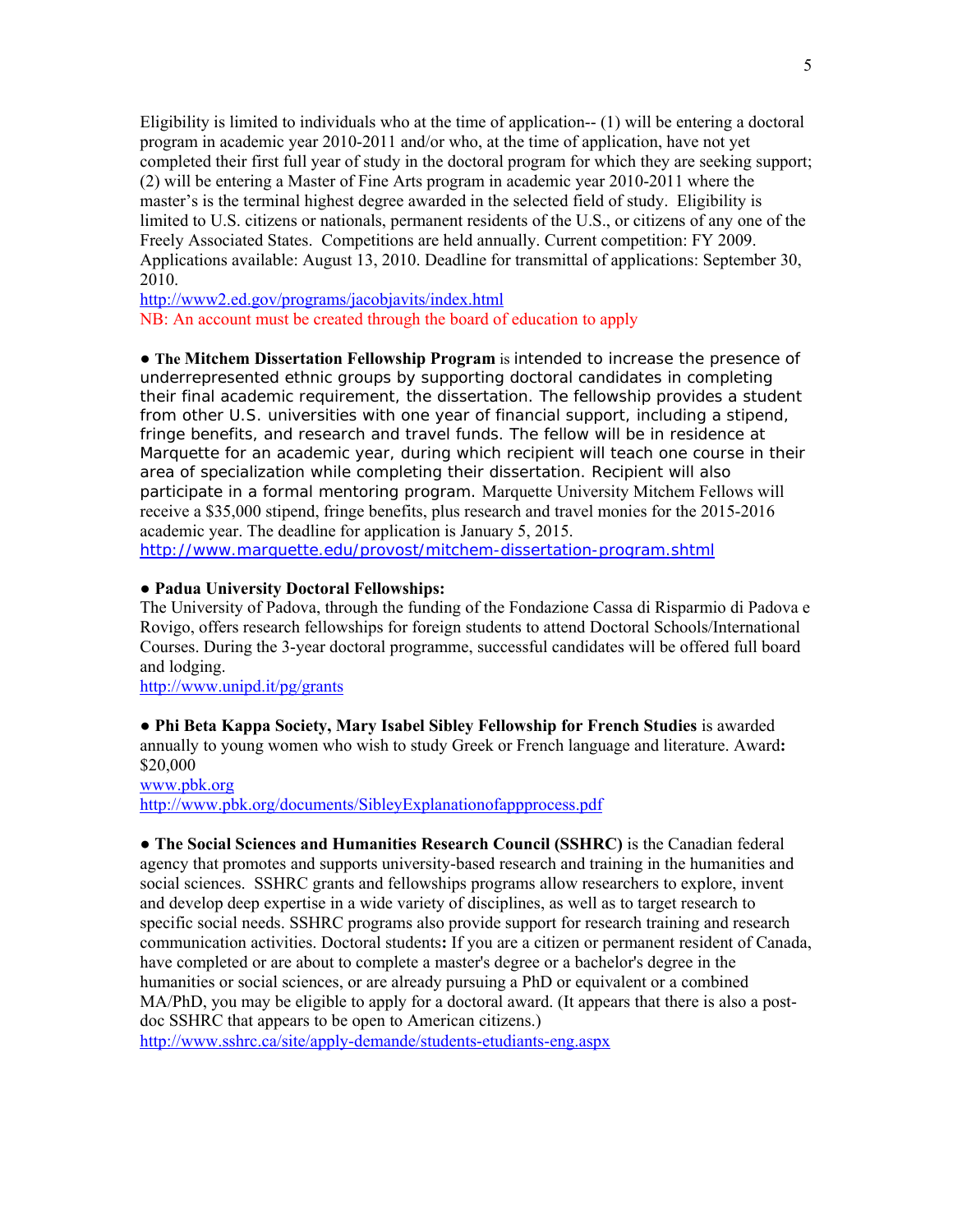Eligibility is limited to individuals who at the time of application-- (1) will be entering a doctoral program in academic year 2010-2011 and/or who, at the time of application, have not yet completed their first full year of study in the doctoral program for which they are seeking support; (2) will be entering a Master of Fine Arts program in academic year 2010-2011 where the master's is the terminal highest degree awarded in the selected field of study. Eligibility is limited to U.S. citizens or nationals, permanent residents of the U.S., or citizens of any one of the Freely Associated States. Competitions are held annually. Current competition: FY 2009. Applications available: August 13, 2010. Deadline for transmittal of applications: September 30, 2010.
http://www2.ed.gov/programs/jacobjavits/index.html
NB: An account must be created through the board of education to apply

● **The Mitchem Dissertation Fellowship Program** is intended to increase the presence of underrepresented ethnic groups by supporting doctoral candidates in completing their final academic requirement, the dissertation. The fellowship provides a student from other U.S. universities with one year of financial support, including a stipend, fringe benefits, and research and travel funds. The fellow will be in residence at Marquette for an academic year, during which recipient will teach one course in their area of specialization while completing their dissertation. Recipient will also participate in a formal mentoring program. Marquette University Mitchem Fellows will receive a $35,000 stipend, fringe benefits, plus research and travel monies for the 2015-2016 academic year. The deadline for application is January 5, 2015.
http://www.marquette.edu/provost/mitchem-dissertation-program.shtml

● **Padua University Doctoral Fellowships:**
The University of Padova, through the funding of the Fondazione Cassa di Risparmio di Padova e Rovigo, offers research fellowships for foreign students to attend Doctoral Schools/International Courses. During the 3-year doctoral programme, successful candidates will be offered full board and lodging.
http://www.unipd.it/pg/grants

● **Phi Beta Kappa Society, Mary Isabel Sibley Fellowship for French Studies** is awarded annually to young women who wish to study Greek or French language and literature. Award**:** $20,000
www.pbk.org
http://www.pbk.org/documents/SibleyExplanationofappprocess.pdf

● **The Social Sciences and Humanities Research Council (SSHRC)** is the Canadian federal agency that promotes and supports university-based research and training in the humanities and social sciences. SSHRC grants and fellowships programs allow researchers to explore, invent and develop deep expertise in a wide variety of disciplines, as well as to target research to specific social needs. SSHRC programs also provide support for research training and research communication activities. Doctoral students**:** If you are a citizen or permanent resident of Canada, have completed or are about to complete a master's degree or a bachelor's degree in the humanities or social sciences, or are already pursuing a PhD or equivalent or a combined MA/PhD, you may be eligible to apply for a doctoral award. (It appears that there is also a post-doc SSHRC that appears to be open to American citizens.)
http://www.sshrc.ca/site/apply-demande/students-etudiants-eng.aspx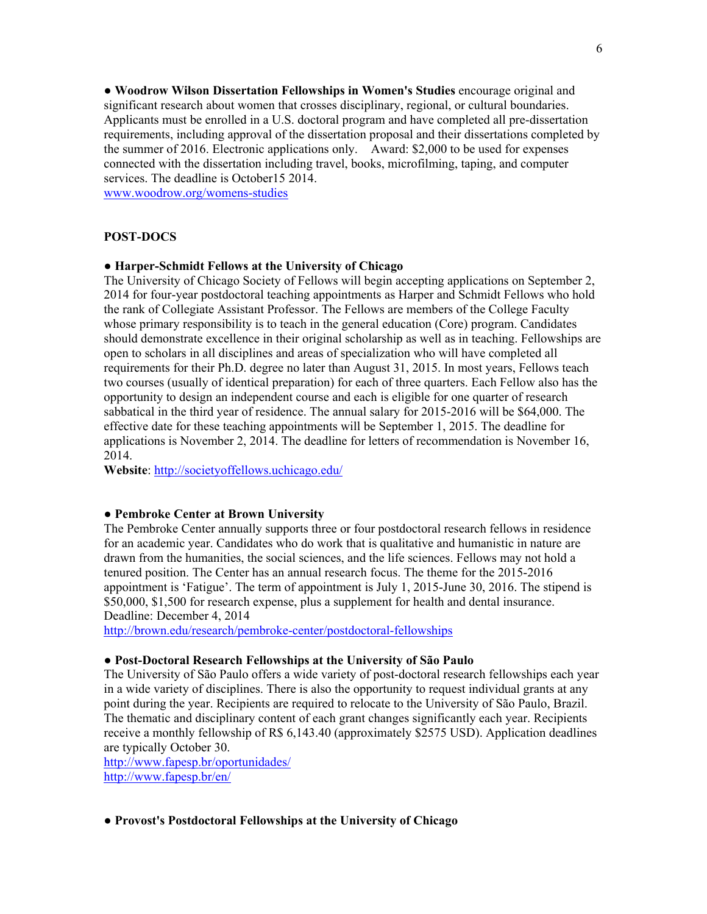● **Woodrow Wilson Dissertation Fellowships in Women's Studies** encourage original and significant research about women that crosses disciplinary, regional, or cultural boundaries. Applicants must be enrolled in a U.S. doctoral program and have completed all pre-dissertation requirements, including approval of the dissertation proposal and their dissertations completed by the summer of 2016. Electronic applications only. Award: $2,000 to be used for expenses connected with the dissertation including travel, books, microfilming, taping, and computer services. The deadline is October15 2014.
www.woodrow.org/womens-studies

**POST-DOCS**

● **Harper-Schmidt Fellows at the University of Chicago**
The University of Chicago Society of Fellows will begin accepting applications on September 2, 2014 for four-year postdoctoral teaching appointments as Harper and Schmidt Fellows who hold the rank of Collegiate Assistant Professor. The Fellows are members of the College Faculty whose primary responsibility is to teach in the general education (Core) program. Candidates should demonstrate excellence in their original scholarship as well as in teaching. Fellowships are open to scholars in all disciplines and areas of specialization who will have completed all requirements for their Ph.D. degree no later than August 31, 2015. In most years, Fellows teach two courses (usually of identical preparation) for each of three quarters. Each Fellow also has the opportunity to design an independent course and each is eligible for one quarter of research sabbatical in the third year of residence. The annual salary for 2015-2016 will be $64,000. The effective date for these teaching appointments will be September 1, 2015. The deadline for applications is November 2, 2014. The deadline for letters of recommendation is November 16, 2014.
**Website**: http://societyoffellows.uchicago.edu/

● **Pembroke Center at Brown University**
The Pembroke Center annually supports three or four postdoctoral research fellows in residence for an academic year. Candidates who do work that is qualitative and humanistic in nature are drawn from the humanities, the social sciences, and the life sciences. Fellows may not hold a tenured position. The Center has an annual research focus. The theme for the 2015-2016 appointment is 'Fatigue'. The term of appointment is July 1, 2015-June 30, 2016. The stipend is $50,000, $1,500 for research expense, plus a supplement for health and dental insurance. Deadline: December 4, 2014
http://brown.edu/research/pembroke-center/postdoctoral-fellowships

● **Post-Doctoral Research Fellowships at the University of São Paulo**
The University of São Paulo offers a wide variety of post-doctoral research fellowships each year in a wide variety of disciplines. There is also the opportunity to request individual grants at any point during the year. Recipients are required to relocate to the University of São Paulo, Brazil. The thematic and disciplinary content of each grant changes significantly each year. Recipients receive a monthly fellowship of R$ 6,143.40 (approximately $2575 USD). Application deadlines are typically October 30.
http://www.fapesp.br/oportunidades/
http://www.fapesp.br/en/

● **Provost's Postdoctoral Fellowships at the University of Chicago**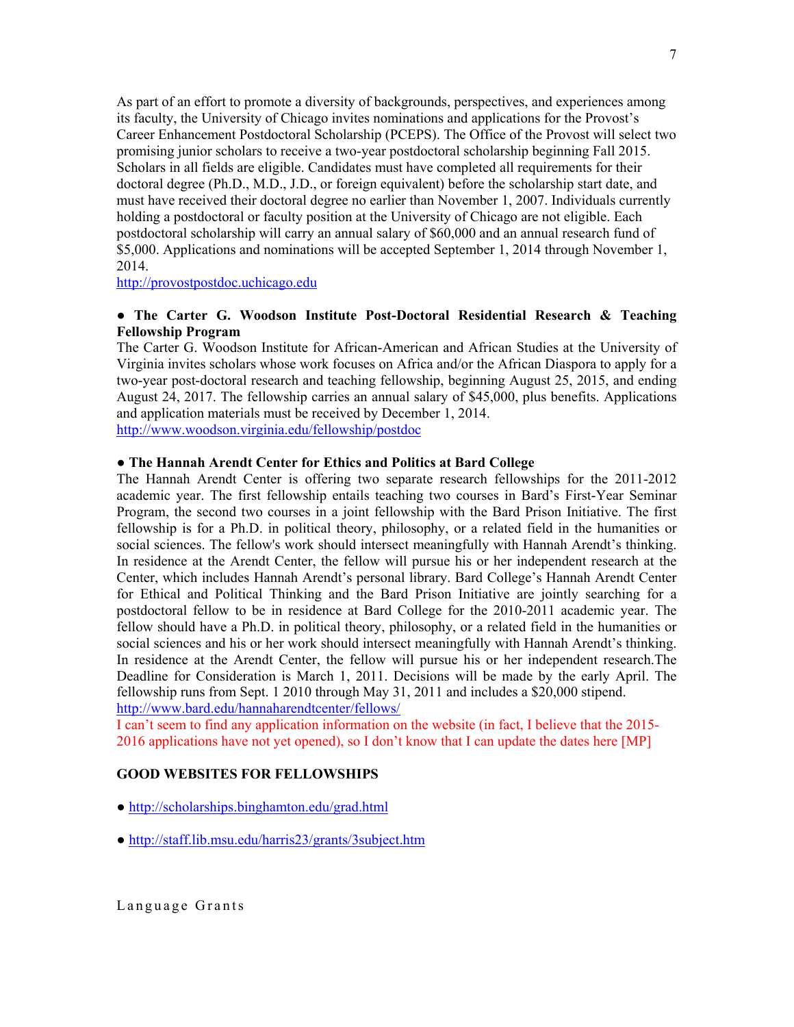As part of an effort to promote a diversity of backgrounds, perspectives, and experiences among its faculty, the University of Chicago invites nominations and applications for the Provost's Career Enhancement Postdoctoral Scholarship (PCEPS). The Office of the Provost will select two promising junior scholars to receive a two-year postdoctoral scholarship beginning Fall 2015. Scholars in all fields are eligible. Candidates must have completed all requirements for their doctoral degree (Ph.D., M.D., J.D., or foreign equivalent) before the scholarship start date, and must have received their doctoral degree no earlier than November 1, 2007. Individuals currently holding a postdoctoral or faculty position at the University of Chicago are not eligible. Each postdoctoral scholarship will carry an annual salary of $60,000 and an annual research fund of $5,000. Applications and nominations will be accepted September 1, 2014 through November 1, 2014.
http://provostpostdoc.uchicago.edu

● **The Carter G. Woodson Institute Post-Doctoral Residential Research & Teaching Fellowship Program**
The Carter G. Woodson Institute for African-American and African Studies at the University of Virginia invites scholars whose work focuses on Africa and/or the African Diaspora to apply for a two-year post-doctoral research and teaching fellowship, beginning August 25, 2015, and ending August 24, 2017. The fellowship carries an annual salary of $45,000, plus benefits. Applications and application materials must be received by December 1, 2014.
http://www.woodson.virginia.edu/fellowship/postdoc

● **The Hannah Arendt Center for Ethics and Politics at Bard College**
The Hannah Arendt Center is offering two separate research fellowships for the 2011-2012 academic year. The first fellowship entails teaching two courses in Bard's First-Year Seminar Program, the second two courses in a joint fellowship with the Bard Prison Initiative. The first fellowship is for a Ph.D. in political theory, philosophy, or a related field in the humanities or social sciences. The fellow's work should intersect meaningfully with Hannah Arendt's thinking. In residence at the Arendt Center, the fellow will pursue his or her independent research at the Center, which includes Hannah Arendt's personal library. Bard College's Hannah Arendt Center for Ethical and Political Thinking and the Bard Prison Initiative are jointly searching for a postdoctoral fellow to be in residence at Bard College for the 2010-2011 academic year. The fellow should have a Ph.D. in political theory, philosophy, or a related field in the humanities or social sciences and his or her work should intersect meaningfully with Hannah Arendt's thinking. In residence at the Arendt Center, the fellow will pursue his or her independent research.The Deadline for Consideration is March 1, 2011. Decisions will be made by the early April. The fellowship runs from Sept. 1 2010 through May 31, 2011 and includes a $20,000 stipend.
http://www.bard.edu/hannaharendtcenter/fellows/
I can't seem to find any application information on the website (in fact, I believe that the 2015-2016 applications have not yet opened), so I don't know that I can update the dates here [MP]

**GOOD WEBSITES FOR FELLOWSHIPS**

● http://scholarships.binghamton.edu/grad.html

● http://staff.lib.msu.edu/harris23/grants/3subject.htm

Language Grants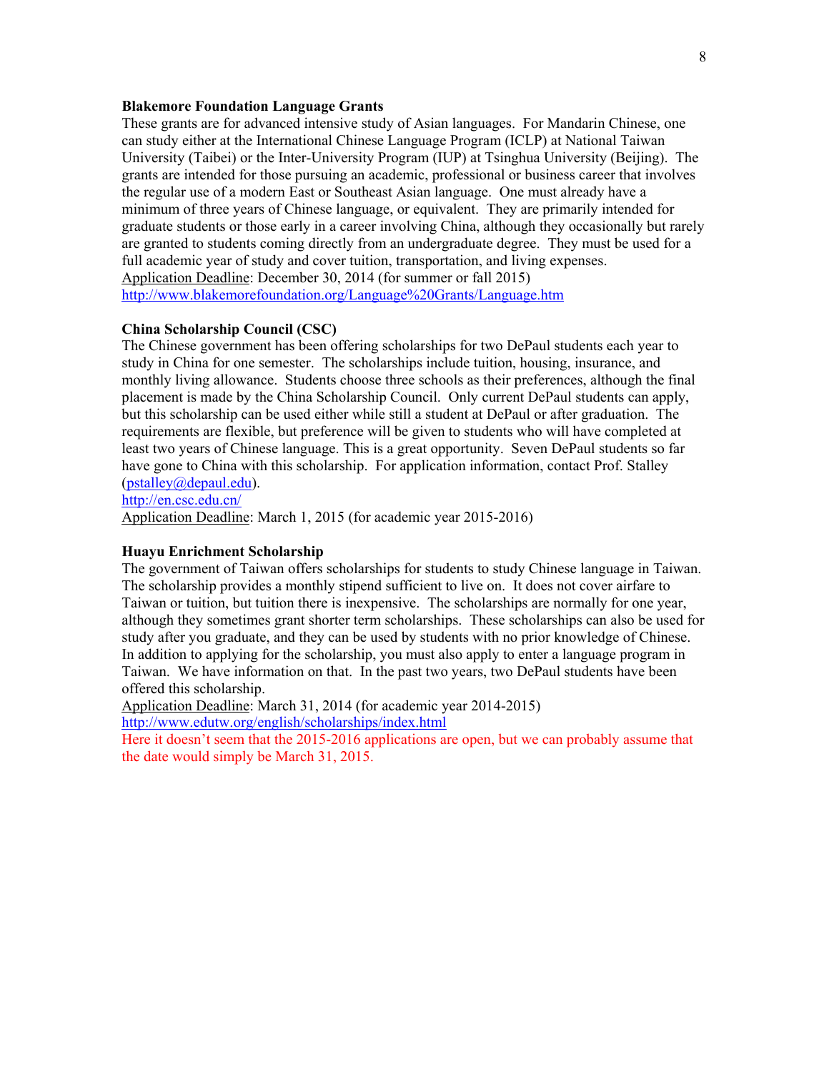**Blakemore Foundation Language Grants**

These grants are for advanced intensive study of Asian languages. For Mandarin Chinese, one can study either at the International Chinese Language Program (ICLP) at National Taiwan University (Taibei) or the Inter-University Program (IUP) at Tsinghua University (Beijing). The grants are intended for those pursuing an academic, professional or business career that involves the regular use of a modern East or Southeast Asian language. One must already have a minimum of three years of Chinese language, or equivalent. They are primarily intended for graduate students or those early in a career involving China, although they occasionally but rarely are granted to students coming directly from an undergraduate degree. They must be used for a full academic year of study and cover tuition, transportation, and living expenses.

Application Deadline: December 30, 2014 (for summer or fall 2015)

http://www.blakemorefoundation.org/Language%20Grants/Language.htm

**China Scholarship Council (CSC)**

The Chinese government has been offering scholarships for two DePaul students each year to study in China for one semester. The scholarships include tuition, housing, insurance, and monthly living allowance. Students choose three schools as their preferences, although the final placement is made by the China Scholarship Council. Only current DePaul students can apply, but this scholarship can be used either while still a student at DePaul or after graduation. The requirements are flexible, but preference will be given to students who will have completed at least two years of Chinese language. This is a great opportunity. Seven DePaul students so far have gone to China with this scholarship. For application information, contact Prof. Stalley (pstalley@depaul.edu).

http://en.csc.edu.cn/

Application Deadline: March 1, 2015 (for academic year 2015-2016)

**Huayu Enrichment Scholarship**

The government of Taiwan offers scholarships for students to study Chinese language in Taiwan. The scholarship provides a monthly stipend sufficient to live on. It does not cover airfare to Taiwan or tuition, but tuition there is inexpensive. The scholarships are normally for one year, although they sometimes grant shorter term scholarships. These scholarships can also be used for study after you graduate, and they can be used by students with no prior knowledge of Chinese. In addition to applying for the scholarship, you must also apply to enter a language program in Taiwan. We have information on that. In the past two years, two DePaul students have been offered this scholarship.

Application Deadline: March 31, 2014 (for academic year 2014-2015)

http://www.edutw.org/english/scholarships/index.html

Here it doesn't seem that the 2015-2016 applications are open, but we can probably assume that the date would simply be March 31, 2015.